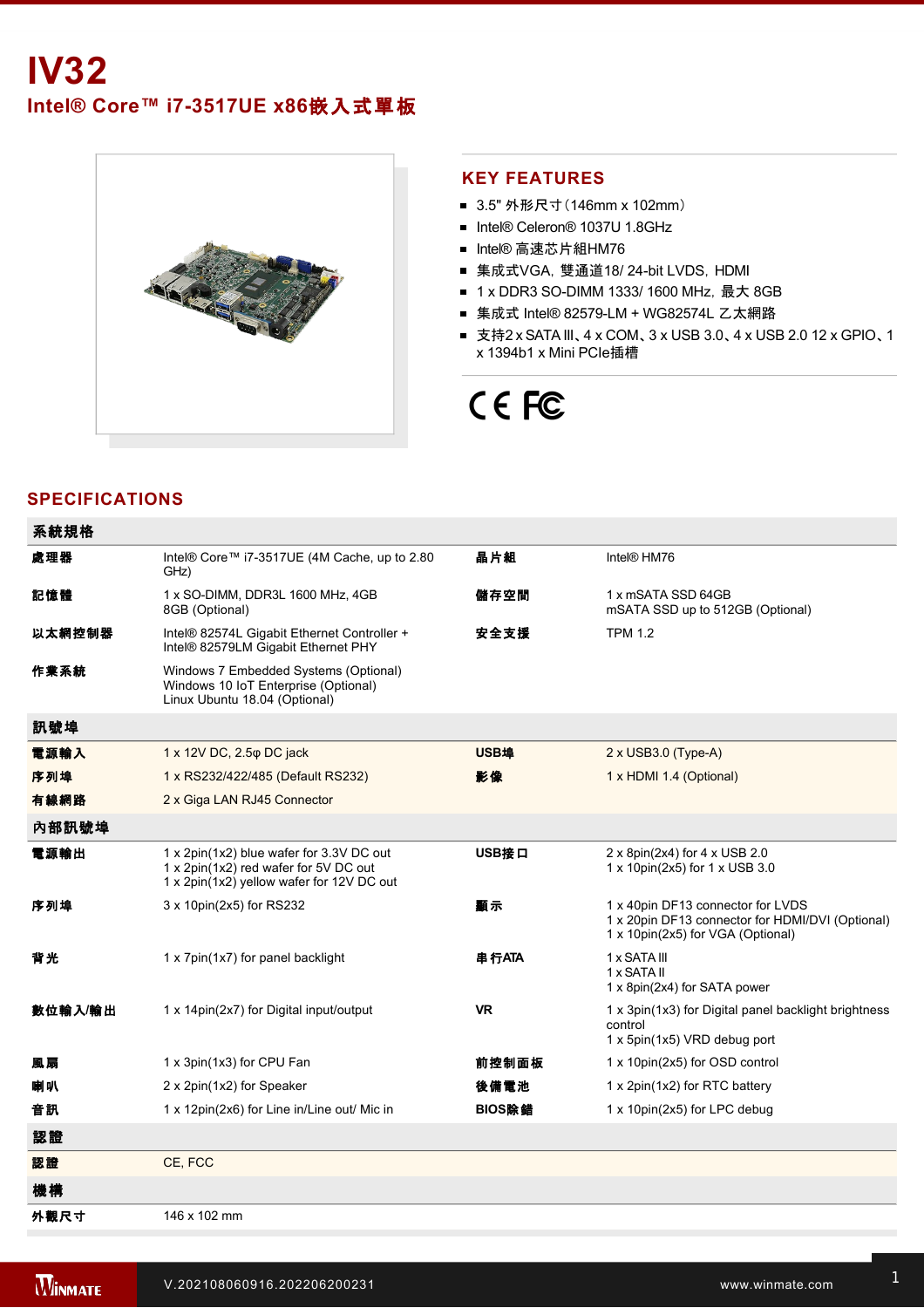# IV32

## Intel® Core™ i7-3517UE x86嵌入式單板

## KEY FEATURES

- 3.5" 外形尺寸（146mm x 102mm）
- Intel® Celeron® 1037U 1.8GHz
- Intel® 高速芯片組HM76
- 集成式VGA，雙通道18/ 24-bit LVDS，HDMI
- 1 x DDR3 SO-DIMM 1333/ 1600 MHz，最大 8GB
- 集成式 Intel® 82579-LM + WG82574L 乙太網路
- 支持2 x SATA III、4 x COM、3 x USB 3.0、4 x USB 2.0 12 x GPIO、1 x 1394b1 x Mini PCIe插槽

CE FC

## SPECIFICATIONS

| 系統規格 | | | |
|---|---|---|---|
| 處理器 | Intel® Core™ i7-3517UE (4M Cache, up to 2.80 GHz) | 晶片組 | Intel® HM76 |
| 記憶體 | 1 x SO-DIMM, DDR3L 1600 MHz, 4GB<br>8GB (Optional) | 儲存空間 | 1 x mSATA SSD 64GB<br>mSATA SSD up to 512GB (Optional) |
| 以太網控制器 | Intel® 82574L Gigabit Ethernet Controller + Intel® 82579LM Gigabit Ethernet PHY | 安全支援 | TPM 1.2 |
| 作業系統 | Windows 7 Embedded Systems (Optional)<br>Windows 10 IoT Enterprise (Optional)<br>Linux Ubuntu 18.04 (Optional) | | |
| **訊號埠** | | | |
| 電源輸入 | 1 x 12V DC, 2.5φ DC jack | USB埠 | 2 x USB3.0 (Type-A) |
| 序列埠 | 1 x RS232/422/485 (Default RS232) | 影像 | 1 x HDMI 1.4 (Optional) |
| 有線網路 | 2 x Giga LAN RJ45 Connector | | |
| **內部訊號埠** | | | |
| 電源輸出 | 1 x 2pin(1x2) blue wafer for 3.3V DC out<br>1 x 2pin(1x2) red wafer for 5V DC out<br>1 x 2pin(1x2) yellow wafer for 12V DC out | USB接口 | 2 x 8pin(2x4) for 4 x USB 2.0<br>1 x 10pin(2x5) for 1 x USB 3.0 |
| 序列埠 | 3 x 10pin(2x5) for RS232 | 顯示 | 1 x 40pin DF13 connector for LVDS<br>1 x 20pin DF13 connector for HDMI/DVI (Optional)<br>1 x 10pin(2x5) for VGA (Optional) |
| 背光 | 1 x 7pin(1x7) for panel backlight | 串行ATA | 1 x SATA III<br>1 x SATA II<br>1 x 8pin(2x4) for SATA power |
| 數位輸入/輸出 | 1 x 14pin(2x7) for Digital input/output | VR | 1 x 3pin(1x3) for Digital panel backlight brightness control<br>1 x 5pin(1x5) VRD debug port |
| 風扇 | 1 x 3pin(1x3) for CPU Fan | 前控制面板 | 1 x 10pin(2x5) for OSD control |
| 喇叭 | 2 x 2pin(1x2) for Speaker | 後備電池 | 1 x 2pin(1x2) for RTC battery |
| 音訊 | 1 x 12pin(2x6) for Line in/Line out/ Mic in | BIOS除錯 | 1 x 10pin(2x5) for LPC debug |
| **認證** | | | |
| 認證 | CE, FCC | | |
| **機構** | | | |
| 外觀尺寸 | 146 x 102 mm | | |

V.202108060916.202206200231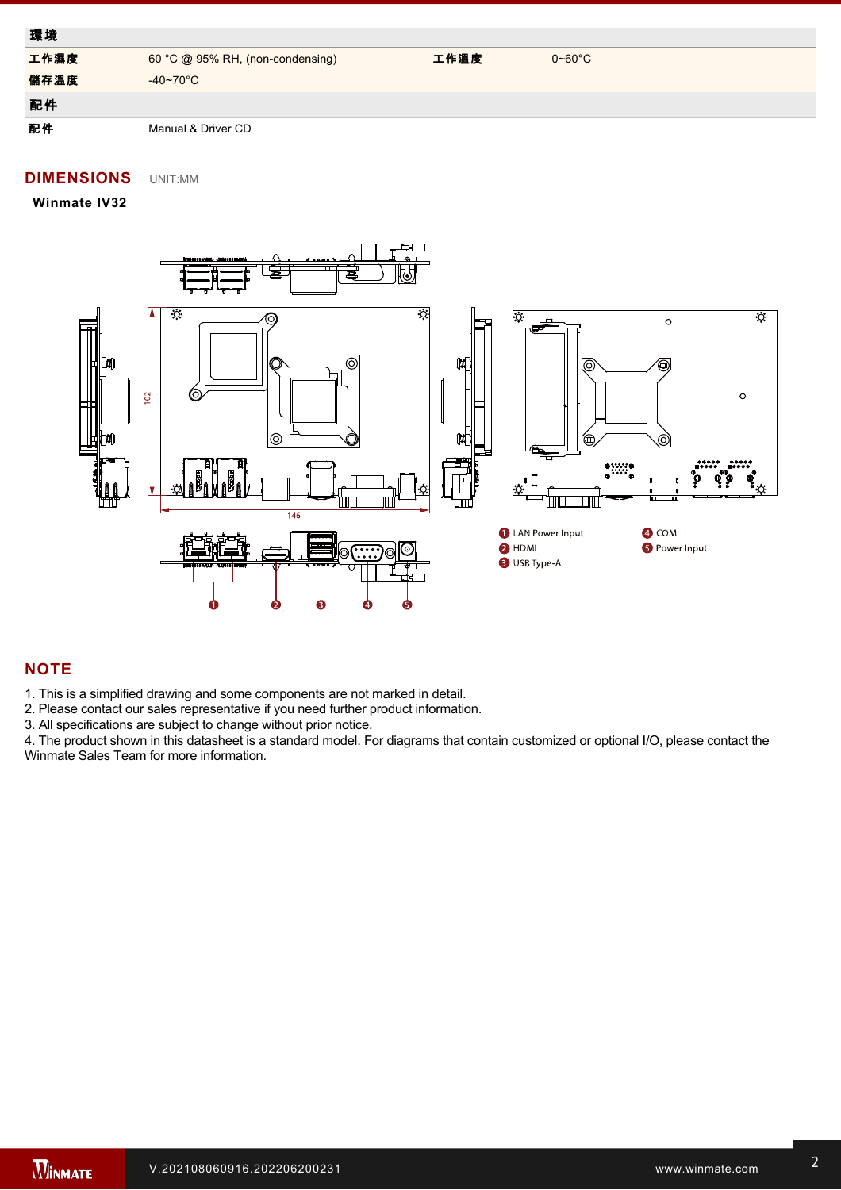| 環境 | | | |
|---|---|---|---|
| 工作濕度 | 60 °C @ 95% RH, (non-condensing) | 工作溫度 | 0~60°C |
| 儲存溫度 | -40~70°C | | |

| 配件 | |
|---|---|
| 配件 | Manual & Driver CD |

## DIMENSIONS UNIT:MM

**Winmate IV32**

102

146

1 LAN Power Input
2 HDMI
3 USB Type-A
4 COM
5 Power Input

## NOTE

1. This is a simplified drawing and some components are not marked in detail.
2. Please contact our sales representative if you need further product information.
3. All specifications are subject to change without prior notice.
4. The product shown in this datasheet is a standard model. For diagrams that contain customized or optional I/O, please contact the Winmate Sales Team for more information.